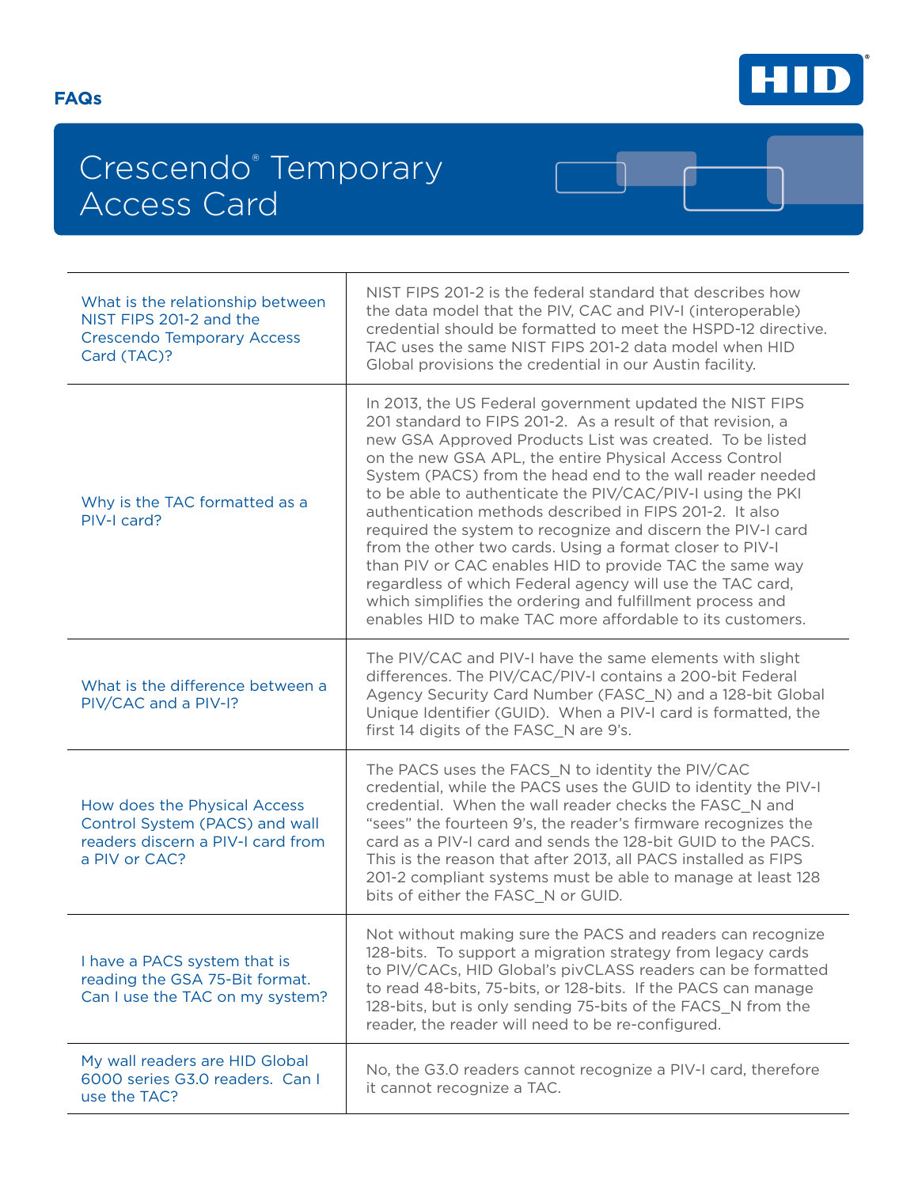**FAQs**

# Crescendo® Temporary Access Card

| | |
|---|---|
| What is the relationship between NIST FIPS 201-2 and the Crescendo Temporary Access Card (TAC)? | NIST FIPS 201-2 is the federal standard that describes how the data model that the PIV, CAC and PIV-I (interoperable) credential should be formatted to meet the HSPD-12 directive. TAC uses the same NIST FIPS 201-2 data model when HID Global provisions the credential in our Austin facility. |
| Why is the TAC formatted as a PIV-I card? | In 2013, the US Federal government updated the NIST FIPS 201 standard to FIPS 201-2. As a result of that revision, a new GSA Approved Products List was created. To be listed on the new GSA APL, the entire Physical Access Control System (PACS) from the head end to the wall reader needed to be able to authenticate the PIV/CAC/PIV-I using the PKI authentication methods described in FIPS 201-2. It also required the system to recognize and discern the PIV-I card from the other two cards. Using a format closer to PIV-I than PIV or CAC enables HID to provide TAC the same way regardless of which Federal agency will use the TAC card, which simplifies the ordering and fulfillment process and enables HID to make TAC more affordable to its customers. |
| What is the difference between a PIV/CAC and a PIV-I? | The PIV/CAC and PIV-I have the same elements with slight differences. The PIV/CAC/PIV-I contains a 200-bit Federal Agency Security Card Number (FASC_N) and a 128-bit Global Unique Identifier (GUID). When a PIV-I card is formatted, the first 14 digits of the FASC_N are 9's. |
| How does the Physical Access Control System (PACS) and wall readers discern a PIV-I card from a PIV or CAC? | The PACS uses the FACS_N to identity the PIV/CAC credential, while the PACS uses the GUID to identity the PIV-I credential. When the wall reader checks the FASC_N and "sees" the fourteen 9's, the reader's firmware recognizes the card as a PIV-I card and sends the 128-bit GUID to the PACS. This is the reason that after 2013, all PACS installed as FIPS 201-2 compliant systems must be able to manage at least 128 bits of either the FASC_N or GUID. |
| I have a PACS system that is reading the GSA 75-Bit format. Can I use the TAC on my system? | Not without making sure the PACS and readers can recognize 128-bits. To support a migration strategy from legacy cards to PIV/CACs, HID Global's pivCLASS readers can be formatted to read 48-bits, 75-bits, or 128-bits. If the PACS can manage 128-bits, but is only sending 75-bits of the FACS_N from the reader, the reader will need to be re-configured. |
| My wall readers are HID Global 6000 series G3.0 readers. Can I use the TAC? | No, the G3.0 readers cannot recognize a PIV-I card, therefore it cannot recognize a TAC. |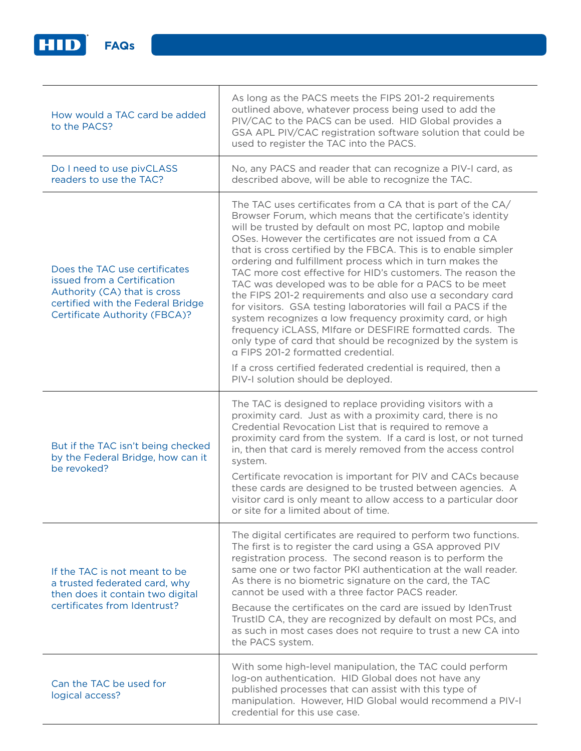| Question | Answer |
|---|---|
| How would a TAC card be added to the PACS? | As long as the PACS meets the FIPS 201-2 requirements outlined above, whatever process being used to add the PIV/CAC to the PACS can be used. HID Global provides a GSA APL PIV/CAC registration software solution that could be used to register the TAC into the PACS. |
| Do I need to use pivCLASS readers to use the TAC? | No, any PACS and reader that can recognize a PIV-I card, as described above, will be able to recognize the TAC. |
| Does the TAC use certificates issued from a Certification Authority (CA) that is cross certified with the Federal Bridge Certificate Authority (FBCA)? | The TAC uses certificates from a CA that is part of the CA/Browser Forum, which means that the certificate's identity will be trusted by default on most PC, laptop and mobile OSes. However the certificates are not issued from a CA that is cross certified by the FBCA. This is to enable simpler ordering and fulfillment process which in turn makes the TAC more cost effective for HID's customers. The reason the TAC was developed was to be able for a PACS to be meet the FIPS 201-2 requirements and also use a secondary card for visitors. GSA testing laboratories will fail a PACS if the system recognizes a low frequency proximity card, or high frequency iCLASS, MIfare or DESFIRE formatted cards. The only type of card that should be recognized by the system is a FIPS 201-2 formatted credential.<br><br>If a cross certified federated credential is required, then a PIV-I solution should be deployed. |
| But if the TAC isn't being checked by the Federal Bridge, how can it be revoked? | The TAC is designed to replace providing visitors with a proximity card. Just as with a proximity card, there is no Credential Revocation List that is required to remove a proximity card from the system. If a card is lost, or not turned in, then that card is merely removed from the access control system.<br><br>Certificate revocation is important for PIV and CACs because these cards are designed to be trusted between agencies. A visitor card is only meant to allow access to a particular door or site for a limited about of time. |
| If the TAC is not meant to be a trusted federated card, why then does it contain two digital certificates from Identrust? | The digital certificates are required to perform two functions. The first is to register the card using a GSA approved PIV registration process. The second reason is to perform the same one or two factor PKI authentication at the wall reader. As there is no biometric signature on the card, the TAC cannot be used with a three factor PACS reader.<br><br>Because the certificates on the card are issued by IdenTrust TrustID CA, they are recognized by default on most PCs, and as such in most cases does not require to trust a new CA into the PACS system. |
| Can the TAC be used for logical access? | With some high-level manipulation, the TAC could perform log-on authentication. HID Global does not have any published processes that can assist with this type of manipulation. However, HID Global would recommend a PIV-I credential for this use case. |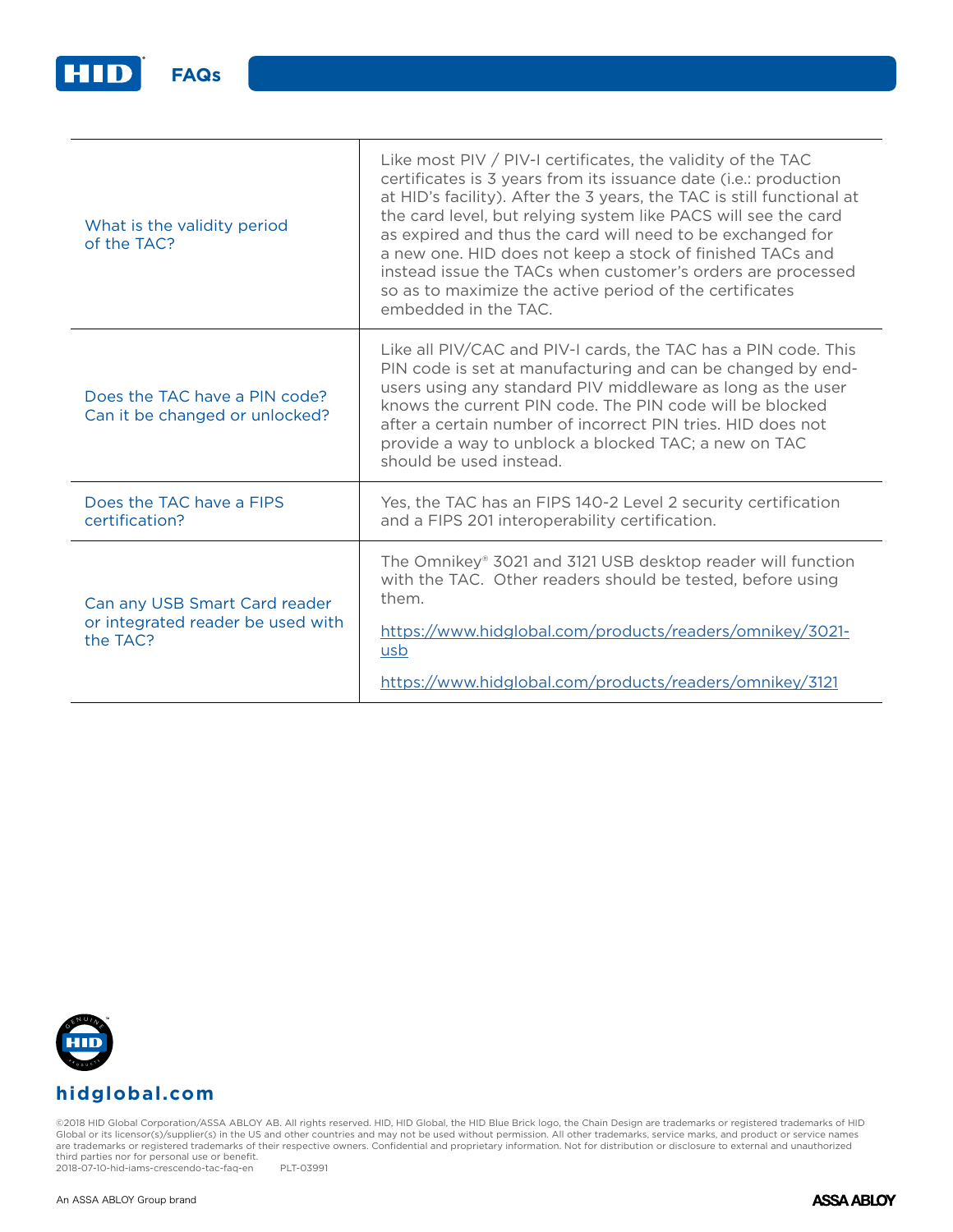| | |
|---|---|
| What is the validity period of the TAC? | Like most PIV / PIV-I certificates, the validity of the TAC certificates is 3 years from its issuance date (i.e.: production at HID's facility). After the 3 years, the TAC is still functional at the card level, but relying system like PACS will see the card as expired and thus the card will need to be exchanged for a new one. HID does not keep a stock of finished TACs and instead issue the TACs when customer's orders are processed so as to maximize the active period of the certificates embedded in the TAC. |
| Does the TAC have a PIN code? Can it be changed or unlocked? | Like all PIV/CAC and PIV-I cards, the TAC has a PIN code. This PIN code is set at manufacturing and can be changed by end-users using any standard PIV middleware as long as the user knows the current PIN code. The PIN code will be blocked after a certain number of incorrect PIN tries. HID does not provide a way to unblock a blocked TAC; a new on TAC should be used instead. |
| Does the TAC have a FIPS certification? | Yes, the TAC has an FIPS 140-2 Level 2 security certification and a FIPS 201 interoperability certification. |
| Can any USB Smart Card reader or integrated reader be used with the TAC? | The Omnikey® 3021 and 3121 USB desktop reader will function with the TAC. Other readers should be tested, before using them.<br><br>https://www.hidglobal.com/products/readers/omnikey/3021-usb<br><br>https://www.hidglobal.com/products/readers/omnikey/3121 |

**hidglobal.com**

©2018 HID Global Corporation/ASSA ABLOY AB. All rights reserved. HID, HID Global, the HID Blue Brick logo, the Chain Design are trademarks or registered trademarks of HID Global or its licensor(s)/supplier(s) in the US and other countries and may not be used without permission. All other trademarks, service marks, and product or service names are trademarks or registered trademarks of their respective owners. Confidential and proprietary information. Not for distribution or disclosure to external and unauthorized third parties nor for personal use or benefit.
2018-07-10-hid-iams-crescendo-tac-faq-en PLT-03991

An ASSA ABLOY Group brand